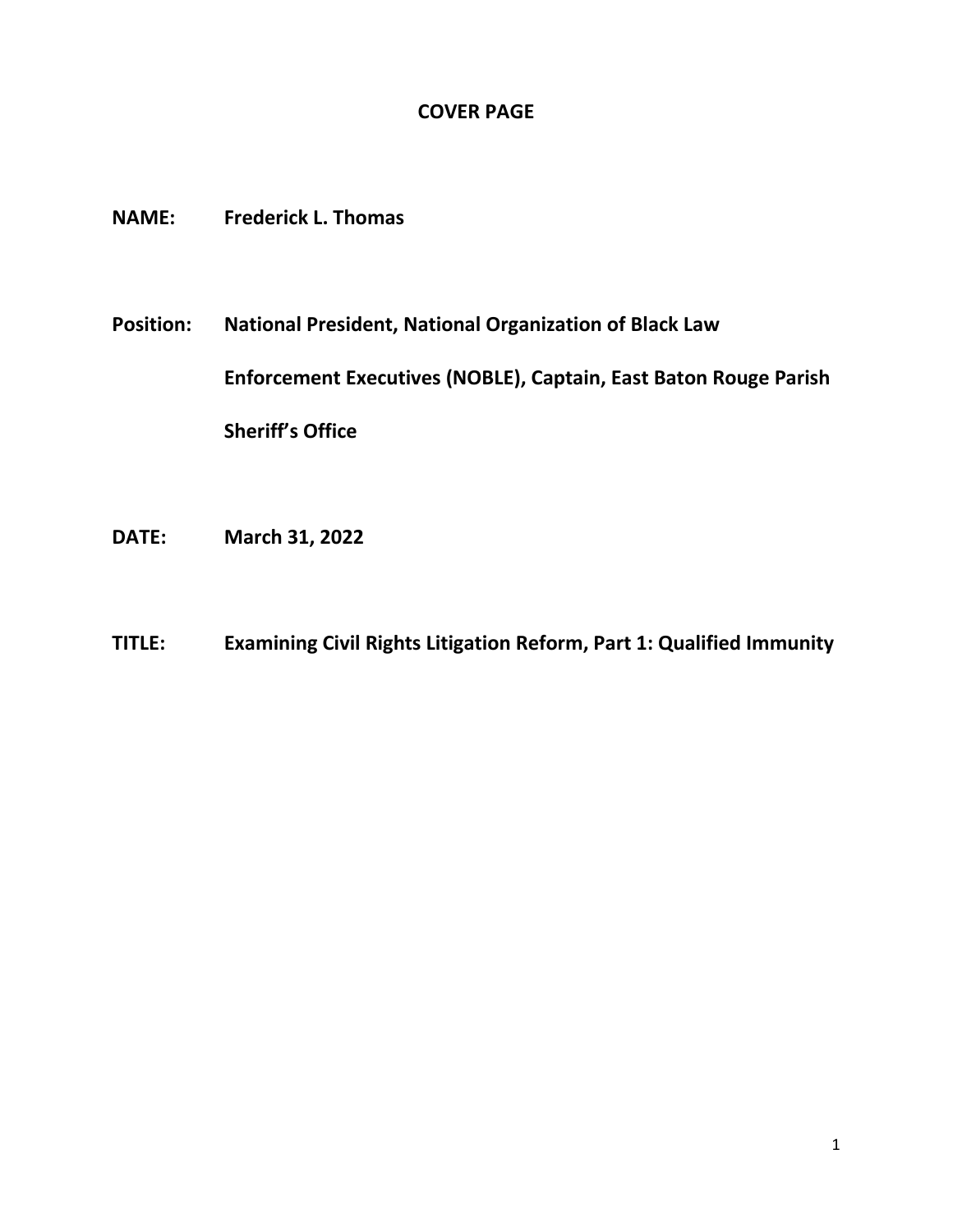# COVER PAGE

**NAME:** Frederick L. Thomas

**Position:** National President, National Organization of Black Law Enforcement Executives (NOBLE), Captain, East Baton Rouge Parish Sheriff's Office

**DATE:** March 31, 2022

**TITLE:** Examining Civil Rights Litigation Reform, Part 1: Qualified Immunity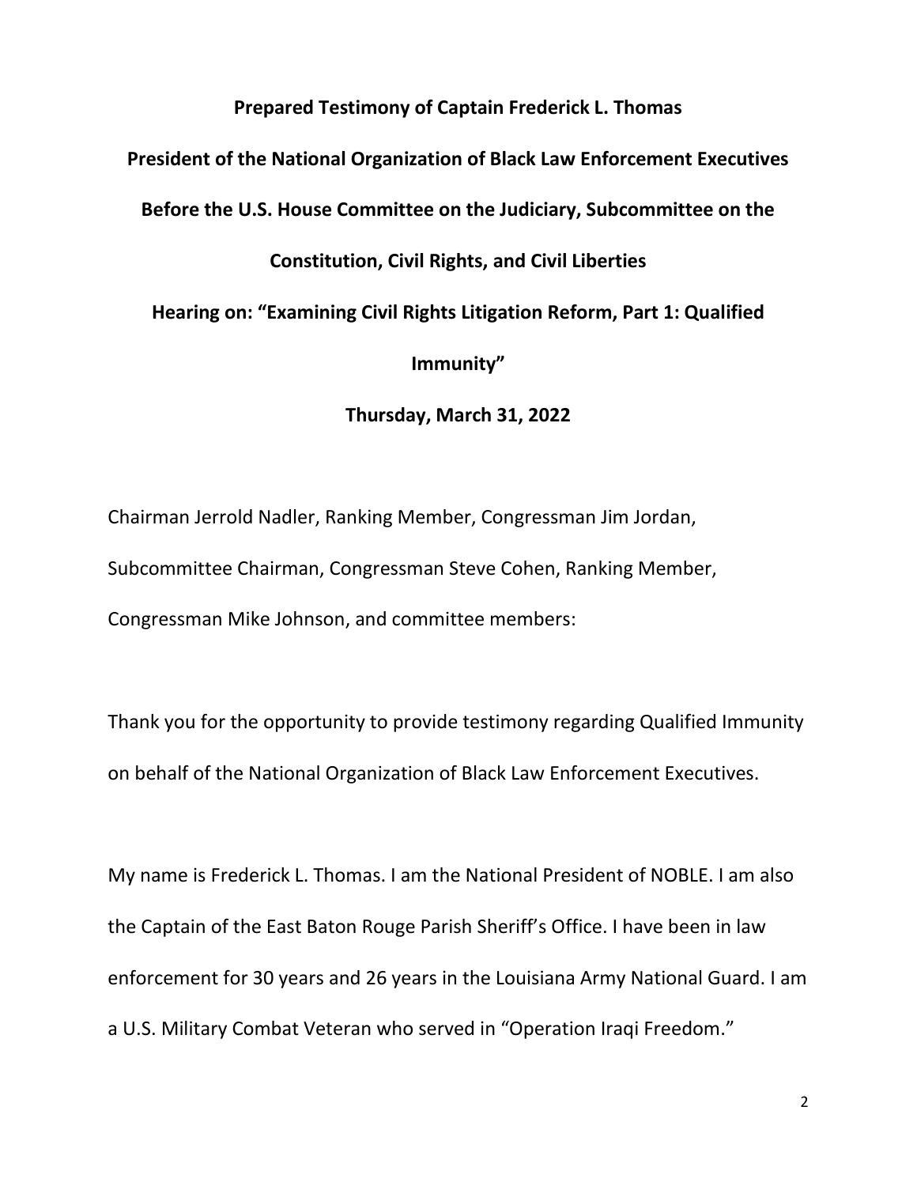**Prepared Testimony of Captain Frederick L. Thomas**

**President of the National Organization of Black Law Enforcement Executives**

**Before the U.S. House Committee on the Judiciary, Subcommittee on the Constitution, Civil Rights, and Civil Liberties**

**Hearing on: "Examining Civil Rights Litigation Reform, Part 1: Qualified Immunity"**

**Thursday, March 31, 2022**

Chairman Jerrold Nadler, Ranking Member, Congressman Jim Jordan, Subcommittee Chairman, Congressman Steve Cohen, Ranking Member, Congressman Mike Johnson, and committee members:

Thank you for the opportunity to provide testimony regarding Qualified Immunity on behalf of the National Organization of Black Law Enforcement Executives.

My name is Frederick L. Thomas. I am the National President of NOBLE. I am also the Captain of the East Baton Rouge Parish Sheriff's Office. I have been in law enforcement for 30 years and 26 years in the Louisiana Army National Guard. I am a U.S. Military Combat Veteran who served in "Operation Iraqi Freedom."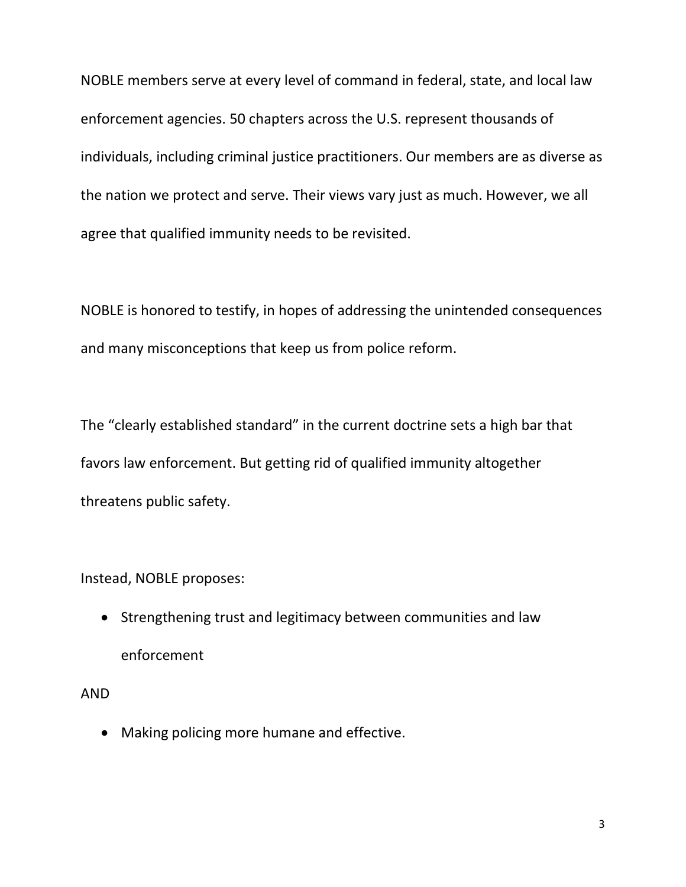NOBLE members serve at every level of command in federal, state, and local law enforcement agencies. 50 chapters across the U.S. represent thousands of individuals, including criminal justice practitioners. Our members are as diverse as the nation we protect and serve. Their views vary just as much. However, we all agree that qualified immunity needs to be revisited.

NOBLE is honored to testify, in hopes of addressing the unintended consequences and many misconceptions that keep us from police reform.

The "clearly established standard" in the current doctrine sets a high bar that favors law enforcement. But getting rid of qualified immunity altogether threatens public safety.

Instead, NOBLE proposes:

- Strengthening trust and legitimacy between communities and law enforcement

AND

- Making policing more humane and effective.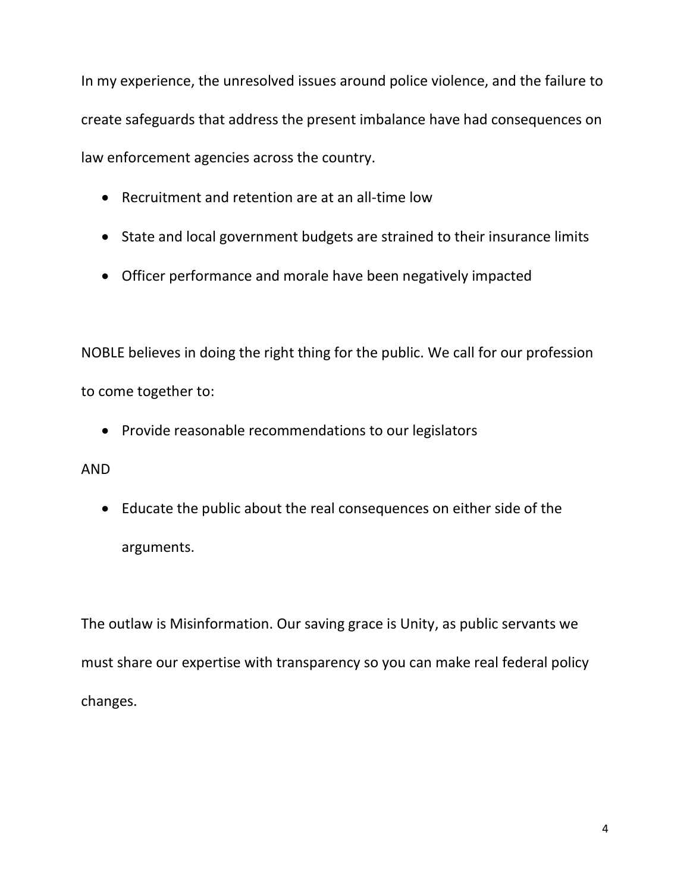In my experience, the unresolved issues around police violence, and the failure to create safeguards that address the present imbalance have had consequences on law enforcement agencies across the country.

- Recruitment and retention are at an all-time low
- State and local government budgets are strained to their insurance limits
- Officer performance and morale have been negatively impacted

NOBLE believes in doing the right thing for the public. We call for our profession to come together to:

- Provide reasonable recommendations to our legislators

AND

- Educate the public about the real consequences on either side of the arguments.

The outlaw is Misinformation. Our saving grace is Unity, as public servants we must share our expertise with transparency so you can make real federal policy changes.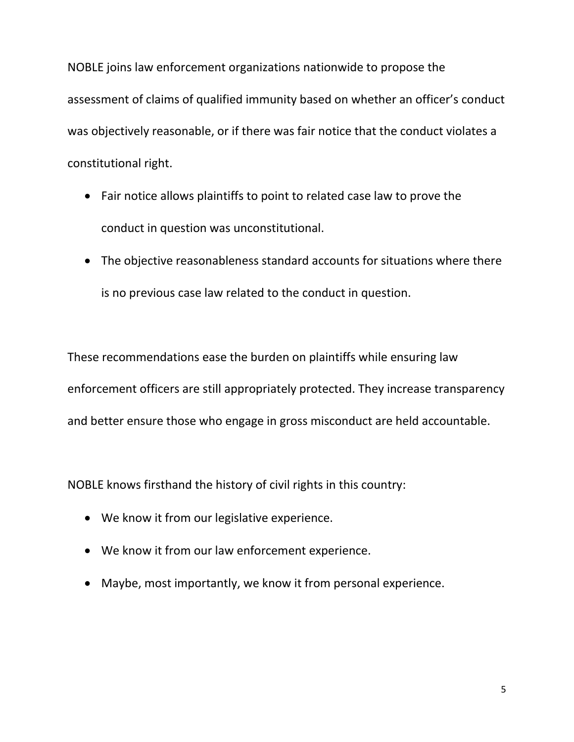NOBLE joins law enforcement organizations nationwide to propose the assessment of claims of qualified immunity based on whether an officer's conduct was objectively reasonable, or if there was fair notice that the conduct violates a constitutional right.

- Fair notice allows plaintiffs to point to related case law to prove the conduct in question was unconstitutional.
- The objective reasonableness standard accounts for situations where there is no previous case law related to the conduct in question.

These recommendations ease the burden on plaintiffs while ensuring law enforcement officers are still appropriately protected. They increase transparency and better ensure those who engage in gross misconduct are held accountable.

NOBLE knows firsthand the history of civil rights in this country:

- We know it from our legislative experience.
- We know it from our law enforcement experience.
- Maybe, most importantly, we know it from personal experience.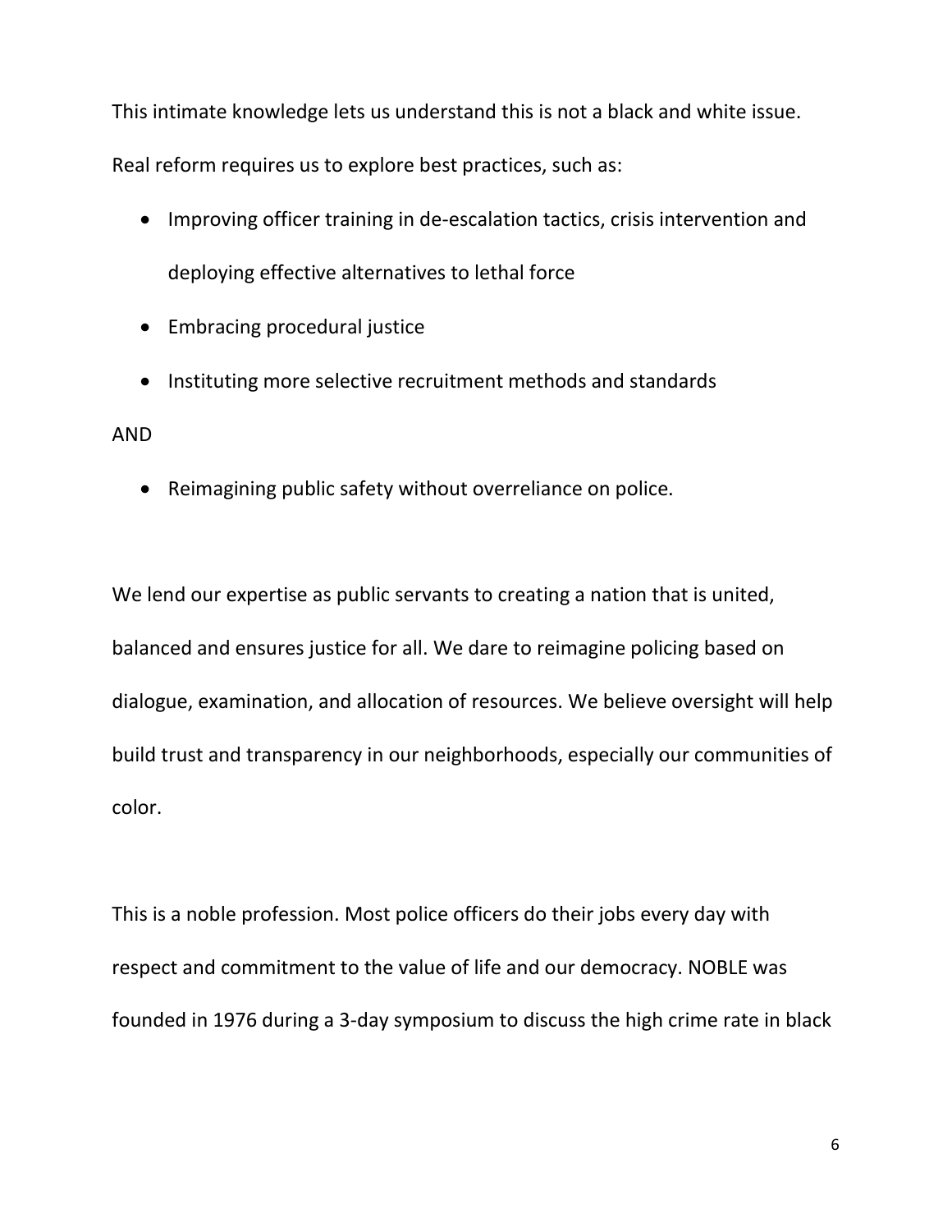This intimate knowledge lets us understand this is not a black and white issue.

Real reform requires us to explore best practices, such as:

- Improving officer training in de-escalation tactics, crisis intervention and deploying effective alternatives to lethal force
- Embracing procedural justice
- Instituting more selective recruitment methods and standards

AND

- Reimagining public safety without overreliance on police.

We lend our expertise as public servants to creating a nation that is united, balanced and ensures justice for all. We dare to reimagine policing based on dialogue, examination, and allocation of resources. We believe oversight will help build trust and transparency in our neighborhoods, especially our communities of color.

This is a noble profession. Most police officers do their jobs every day with respect and commitment to the value of life and our democracy. NOBLE was founded in 1976 during a 3-day symposium to discuss the high crime rate in black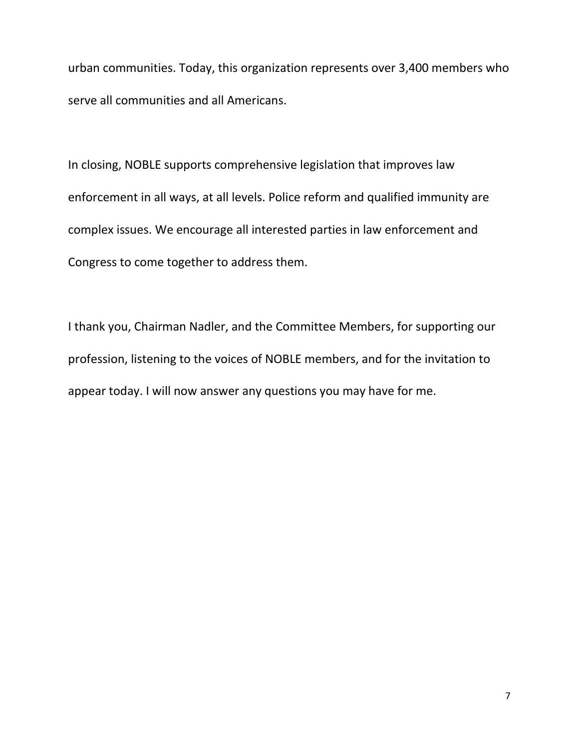urban communities. Today, this organization represents over 3,400 members who serve all communities and all Americans.

In closing, NOBLE supports comprehensive legislation that improves law enforcement in all ways, at all levels. Police reform and qualified immunity are complex issues. We encourage all interested parties in law enforcement and Congress to come together to address them.

I thank you, Chairman Nadler, and the Committee Members, for supporting our profession, listening to the voices of NOBLE members, and for the invitation to appear today. I will now answer any questions you may have for me.